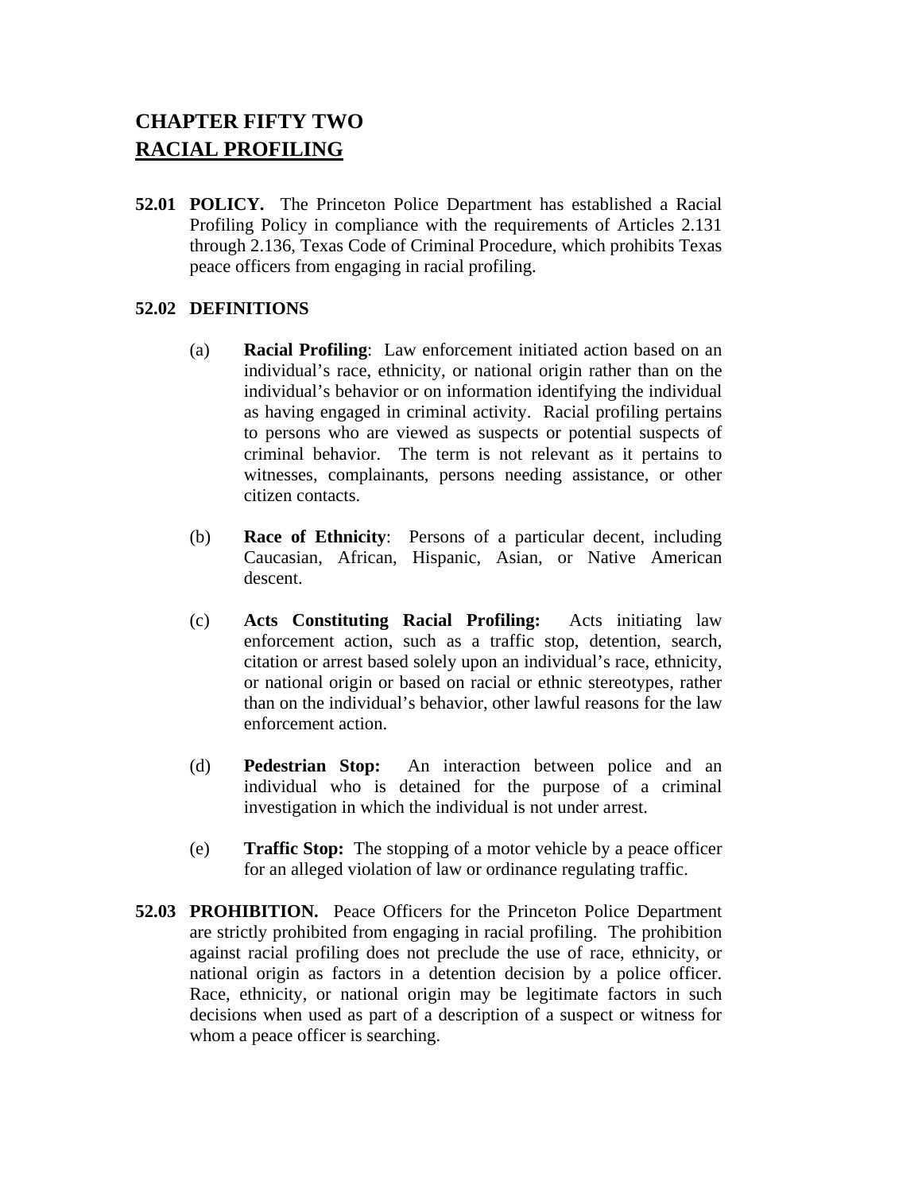# CHAPTER FIFTY TWO
## RACIAL PROFILING

**52.01 POLICY.** The Princeton Police Department has established a Racial Profiling Policy in compliance with the requirements of Articles 2.131 through 2.136, Texas Code of Criminal Procedure, which prohibits Texas peace officers from engaging in racial profiling.

**52.02 DEFINITIONS**

(a) **Racial Profiling**: Law enforcement initiated action based on an individual's race, ethnicity, or national origin rather than on the individual's behavior or on information identifying the individual as having engaged in criminal activity. Racial profiling pertains to persons who are viewed as suspects or potential suspects of criminal behavior. The term is not relevant as it pertains to witnesses, complainants, persons needing assistance, or other citizen contacts.

(b) **Race of Ethnicity**: Persons of a particular decent, including Caucasian, African, Hispanic, Asian, or Native American descent.

(c) **Acts Constituting Racial Profiling:** Acts initiating law enforcement action, such as a traffic stop, detention, search, citation or arrest based solely upon an individual's race, ethnicity, or national origin or based on racial or ethnic stereotypes, rather than on the individual's behavior, other lawful reasons for the law enforcement action.

(d) **Pedestrian Stop:** An interaction between police and an individual who is detained for the purpose of a criminal investigation in which the individual is not under arrest.

(e) **Traffic Stop:** The stopping of a motor vehicle by a peace officer for an alleged violation of law or ordinance regulating traffic.

**52.03 PROHIBITION.** Peace Officers for the Princeton Police Department are strictly prohibited from engaging in racial profiling. The prohibition against racial profiling does not preclude the use of race, ethnicity, or national origin as factors in a detention decision by a police officer. Race, ethnicity, or national origin may be legitimate factors in such decisions when used as part of a description of a suspect or witness for whom a peace officer is searching.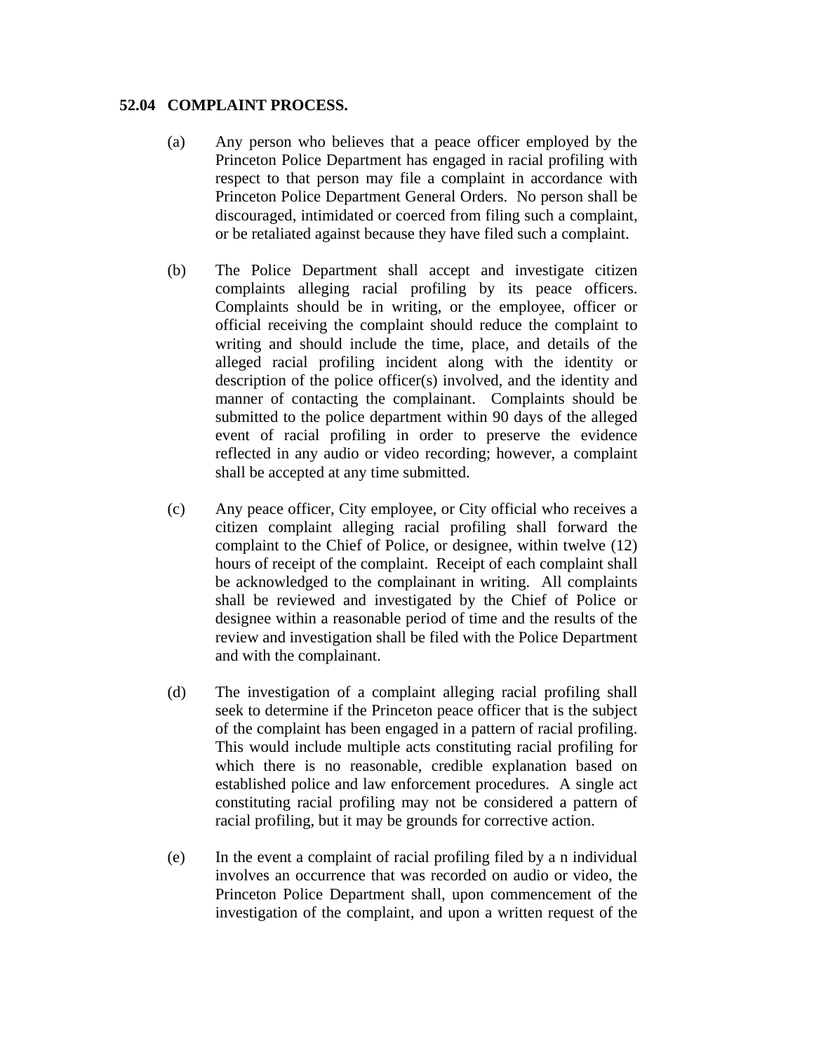**52.04 COMPLAINT PROCESS.**

(a) Any person who believes that a peace officer employed by the Princeton Police Department has engaged in racial profiling with respect to that person may file a complaint in accordance with Princeton Police Department General Orders. No person shall be discouraged, intimidated or coerced from filing such a complaint, or be retaliated against because they have filed such a complaint.

(b) The Police Department shall accept and investigate citizen complaints alleging racial profiling by its peace officers. Complaints should be in writing, or the employee, officer or official receiving the complaint should reduce the complaint to writing and should include the time, place, and details of the alleged racial profiling incident along with the identity or description of the police officer(s) involved, and the identity and manner of contacting the complainant. Complaints should be submitted to the police department within 90 days of the alleged event of racial profiling in order to preserve the evidence reflected in any audio or video recording; however, a complaint shall be accepted at any time submitted.

(c) Any peace officer, City employee, or City official who receives a citizen complaint alleging racial profiling shall forward the complaint to the Chief of Police, or designee, within twelve (12) hours of receipt of the complaint. Receipt of each complaint shall be acknowledged to the complainant in writing. All complaints shall be reviewed and investigated by the Chief of Police or designee within a reasonable period of time and the results of the review and investigation shall be filed with the Police Department and with the complainant.

(d) The investigation of a complaint alleging racial profiling shall seek to determine if the Princeton peace officer that is the subject of the complaint has been engaged in a pattern of racial profiling. This would include multiple acts constituting racial profiling for which there is no reasonable, credible explanation based on established police and law enforcement procedures. A single act constituting racial profiling may not be considered a pattern of racial profiling, but it may be grounds for corrective action.

(e) In the event a complaint of racial profiling filed by a n individual involves an occurrence that was recorded on audio or video, the Princeton Police Department shall, upon commencement of the investigation of the complaint, and upon a written request of the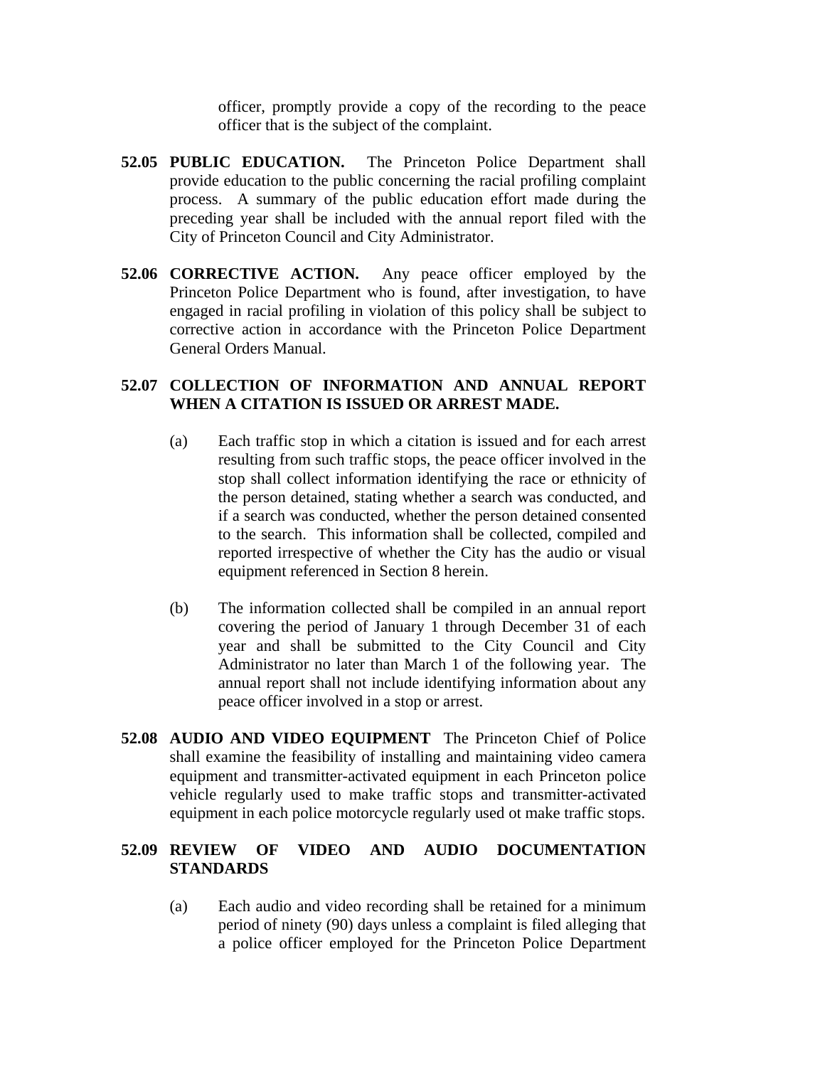officer, promptly provide a copy of the recording to the peace officer that is the subject of the complaint.

**52.05 PUBLIC EDUCATION.** The Princeton Police Department shall provide education to the public concerning the racial profiling complaint process. A summary of the public education effort made during the preceding year shall be included with the annual report filed with the City of Princeton Council and City Administrator.

**52.06 CORRECTIVE ACTION.** Any peace officer employed by the Princeton Police Department who is found, after investigation, to have engaged in racial profiling in violation of this policy shall be subject to corrective action in accordance with the Princeton Police Department General Orders Manual.

**52.07 COLLECTION OF INFORMATION AND ANNUAL REPORT WHEN A CITATION IS ISSUED OR ARREST MADE.**

(a) Each traffic stop in which a citation is issued and for each arrest resulting from such traffic stops, the peace officer involved in the stop shall collect information identifying the race or ethnicity of the person detained, stating whether a search was conducted, and if a search was conducted, whether the person detained consented to the search. This information shall be collected, compiled and reported irrespective of whether the City has the audio or visual equipment referenced in Section 8 herein.

(b) The information collected shall be compiled in an annual report covering the period of January 1 through December 31 of each year and shall be submitted to the City Council and City Administrator no later than March 1 of the following year. The annual report shall not include identifying information about any peace officer involved in a stop or arrest.

**52.08 AUDIO AND VIDEO EQUIPMENT** The Princeton Chief of Police shall examine the feasibility of installing and maintaining video camera equipment and transmitter-activated equipment in each Princeton police vehicle regularly used to make traffic stops and transmitter-activated equipment in each police motorcycle regularly used ot make traffic stops.

**52.09 REVIEW OF VIDEO AND AUDIO DOCUMENTATION STANDARDS**

(a) Each audio and video recording shall be retained for a minimum period of ninety (90) days unless a complaint is filed alleging that a police officer employed for the Princeton Police Department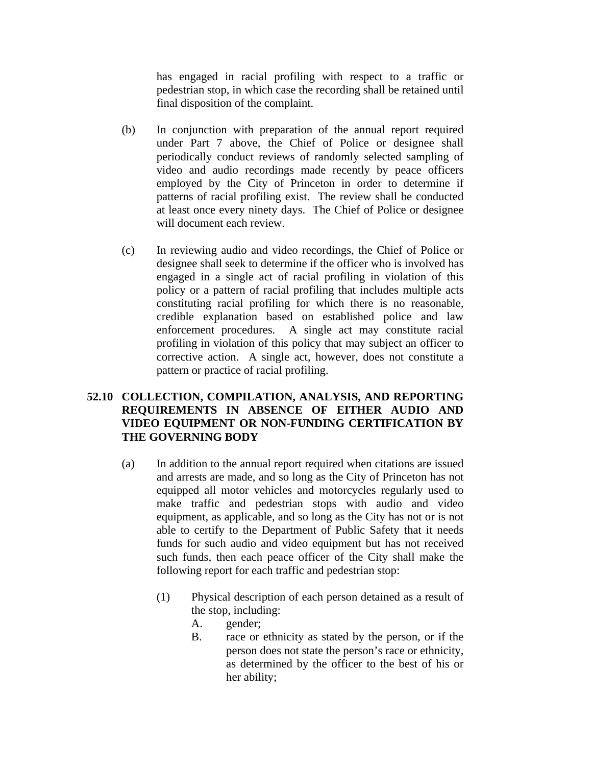has engaged in racial profiling with respect to a traffic or pedestrian stop, in which case the recording shall be retained until final disposition of the complaint.

(b) In conjunction with preparation of the annual report required under Part 7 above, the Chief of Police or designee shall periodically conduct reviews of randomly selected sampling of video and audio recordings made recently by peace officers employed by the City of Princeton in order to determine if patterns of racial profiling exist. The review shall be conducted at least once every ninety days. The Chief of Police or designee will document each review.

(c) In reviewing audio and video recordings, the Chief of Police or designee shall seek to determine if the officer who is involved has engaged in a single act of racial profiling in violation of this policy or a pattern of racial profiling that includes multiple acts constituting racial profiling for which there is no reasonable, credible explanation based on established police and law enforcement procedures. A single act may constitute racial profiling in violation of this policy that may subject an officer to corrective action. A single act, however, does not constitute a pattern or practice of racial profiling.

## 52.10 COLLECTION, COMPILATION, ANALYSIS, AND REPORTING REQUIREMENTS IN ABSENCE OF EITHER AUDIO AND VIDEO EQUIPMENT OR NON-FUNDING CERTIFICATION BY THE GOVERNING BODY

(a) In addition to the annual report required when citations are issued and arrests are made, and so long as the City of Princeton has not equipped all motor vehicles and motorcycles regularly used to make traffic and pedestrian stops with audio and video equipment, as applicable, and so long as the City has not or is not able to certify to the Department of Public Safety that it needs funds for such audio and video equipment but has not received such funds, then each peace officer of the City shall make the following report for each traffic and pedestrian stop:

(1) Physical description of each person detained as a result of the stop, including:

A. gender;

B. race or ethnicity as stated by the person, or if the person does not state the person's race or ethnicity, as determined by the officer to the best of his or her ability;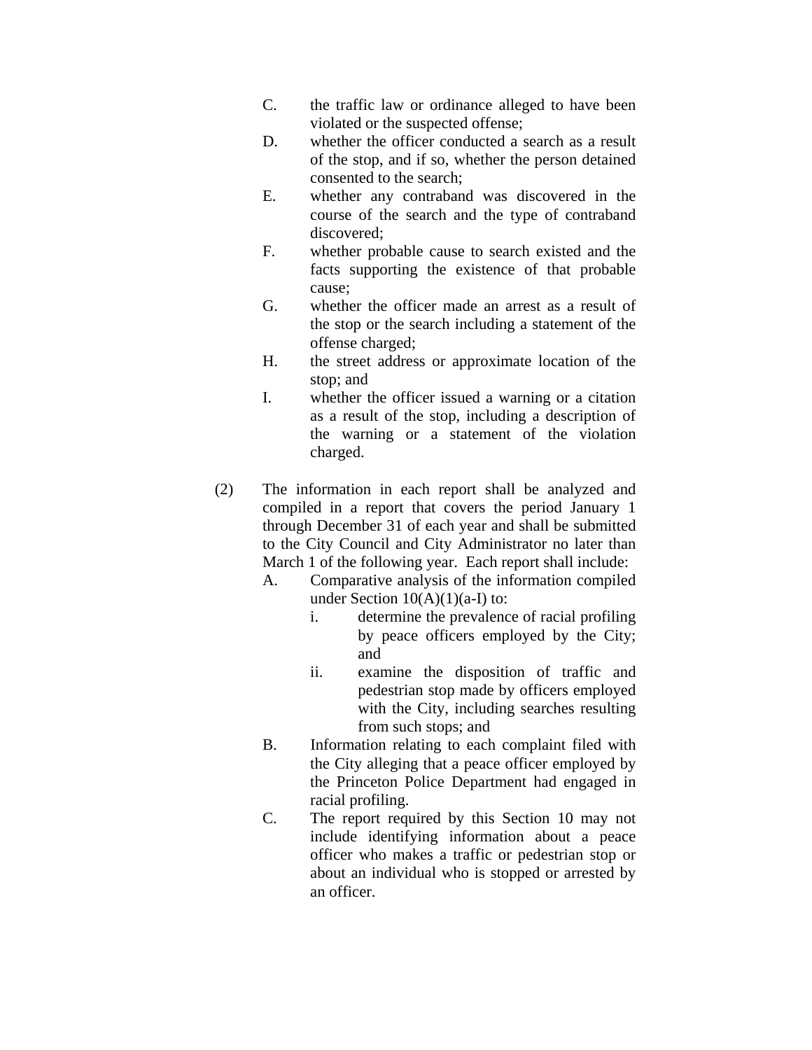C. the traffic law or ordinance alleged to have been violated or the suspected offense;

D. whether the officer conducted a search as a result of the stop, and if so, whether the person detained consented to the search;

E. whether any contraband was discovered in the course of the search and the type of contraband discovered;

F. whether probable cause to search existed and the facts supporting the existence of that probable cause;

G. whether the officer made an arrest as a result of the stop or the search including a statement of the offense charged;

H. the street address or approximate location of the stop; and

I. whether the officer issued a warning or a citation as a result of the stop, including a description of the warning or a statement of the violation charged.

(2) The information in each report shall be analyzed and compiled in a report that covers the period January 1 through December 31 of each year and shall be submitted to the City Council and City Administrator no later than March 1 of the following year. Each report shall include:

A. Comparative analysis of the information compiled under Section 10(A)(1)(a-I) to:

   i. determine the prevalence of racial profiling by peace officers employed by the City; and

   ii. examine the disposition of traffic and pedestrian stop made by officers employed with the City, including searches resulting from such stops; and

B. Information relating to each complaint filed with the City alleging that a peace officer employed by the Princeton Police Department had engaged in racial profiling.

C. The report required by this Section 10 may not include identifying information about a peace officer who makes a traffic or pedestrian stop or about an individual who is stopped or arrested by an officer.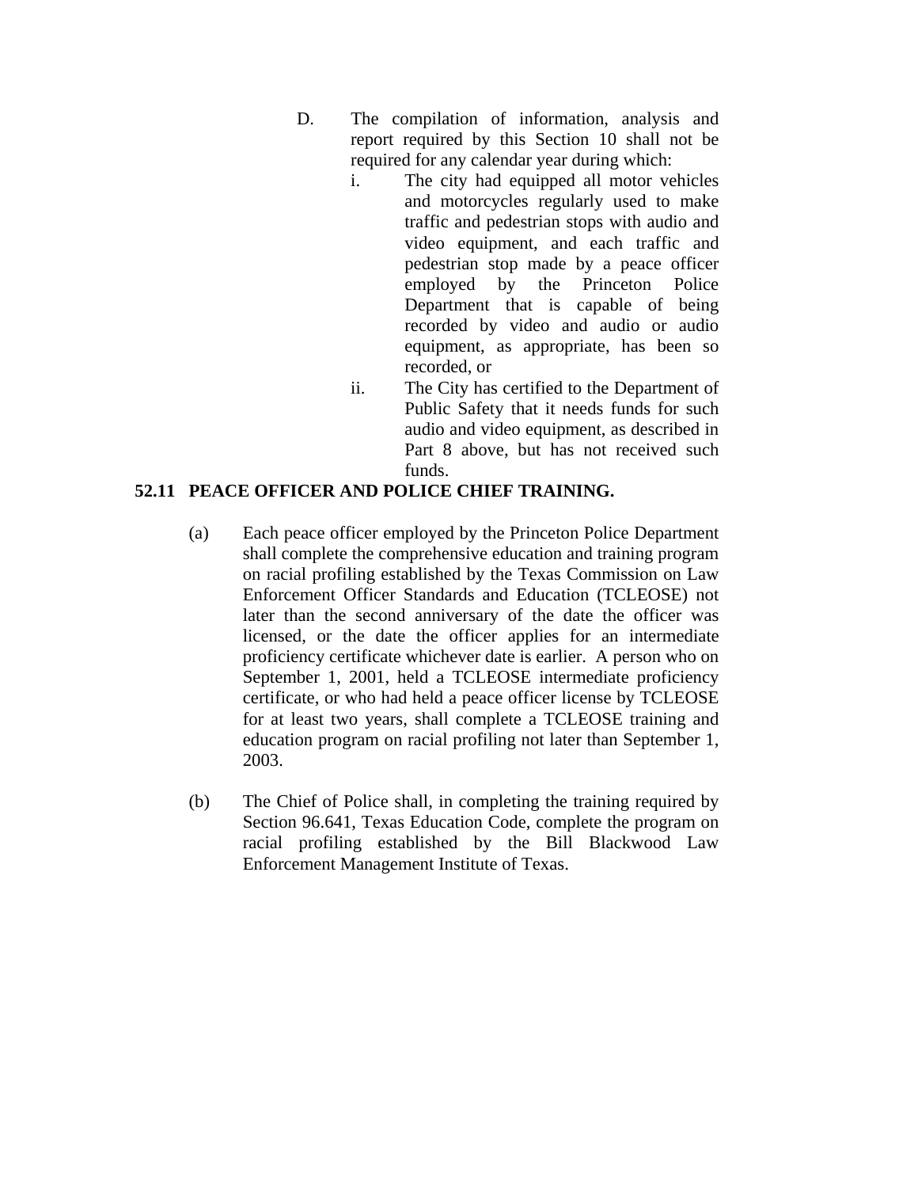D. The compilation of information, analysis and report required by this Section 10 shall not be required for any calendar year during which:

   i. The city had equipped all motor vehicles and motorcycles regularly used to make traffic and pedestrian stops with audio and video equipment, and each traffic and pedestrian stop made by a peace officer employed by the Princeton Police Department that is capable of being recorded by video and audio or audio equipment, as appropriate, has been so recorded, or

   ii. The City has certified to the Department of Public Safety that it needs funds for such audio and video equipment, as described in Part 8 above, but has not received such funds.

**52.11 PEACE OFFICER AND POLICE CHIEF TRAINING.**

(a) Each peace officer employed by the Princeton Police Department shall complete the comprehensive education and training program on racial profiling established by the Texas Commission on Law Enforcement Officer Standards and Education (TCLEOSE) not later than the second anniversary of the date the officer was licensed, or the date the officer applies for an intermediate proficiency certificate whichever date is earlier. A person who on September 1, 2001, held a TCLEOSE intermediate proficiency certificate, or who had held a peace officer license by TCLEOSE for at least two years, shall complete a TCLEOSE training and education program on racial profiling not later than September 1, 2003.

(b) The Chief of Police shall, in completing the training required by Section 96.641, Texas Education Code, complete the program on racial profiling established by the Bill Blackwood Law Enforcement Management Institute of Texas.